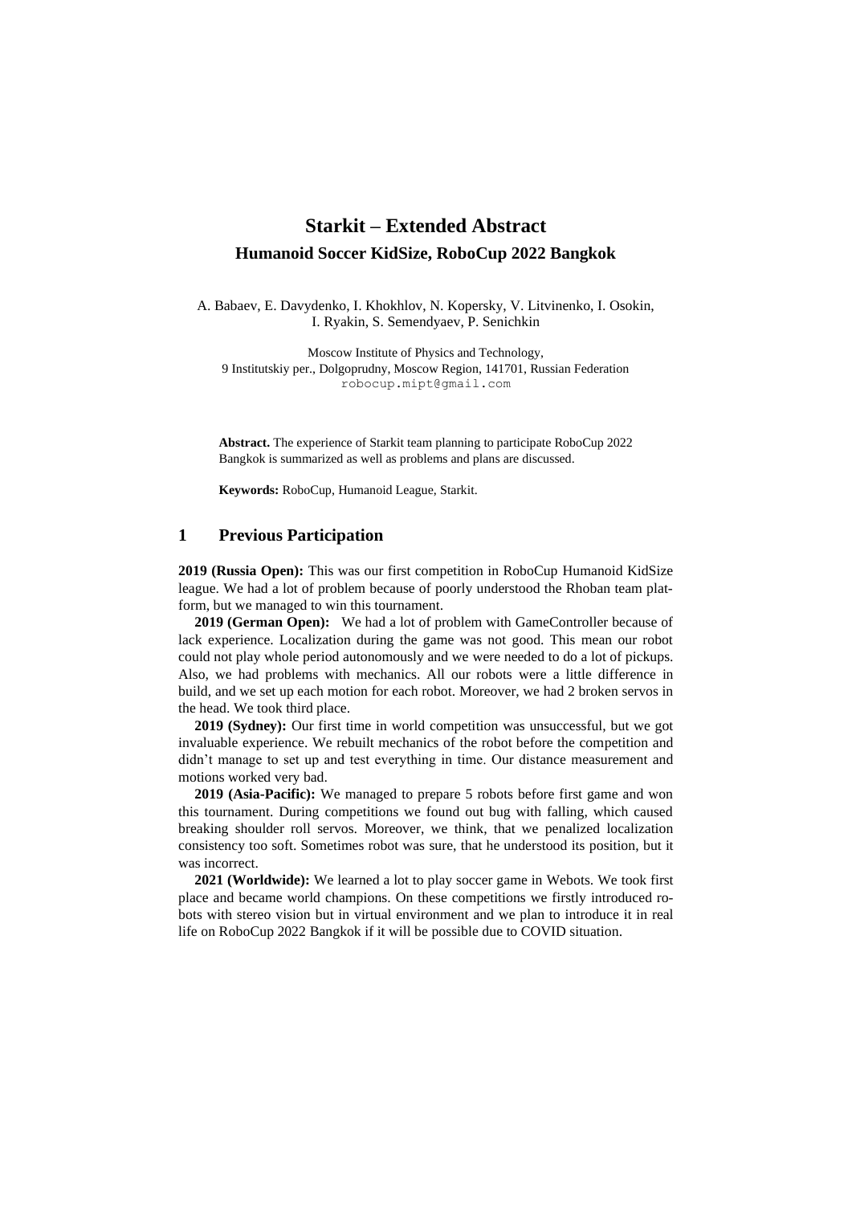# Starkit – Extended Abstract

## Humanoid Soccer KidSize, RoboCup 2022 Bangkok

A. Babaev, E. Davydenko, I. Khokhlov, N. Kopersky, V. Litvinenko, I. Osokin, I. Ryakin, S. Semendyaev, P. Senichkin

Moscow Institute of Physics and Technology,
9 Institutskiy per., Dolgoprudny, Moscow Region, 141701, Russian Federation
robocup.mipt@gmail.com

**Abstract.** The experience of Starkit team planning to participate RoboCup 2022 Bangkok is summarized as well as problems and plans are discussed.

**Keywords:** RoboCup, Humanoid League, Starkit.

## 1 Previous Participation

**2019 (Russia Open):** This was our first competition in RoboCup Humanoid KidSize league. We had a lot of problem because of poorly understood the Rhoban team platform, but we managed to win this tournament.

**2019 (German Open):** We had a lot of problem with GameController because of lack experience. Localization during the game was not good. This mean our robot could not play whole period autonomously and we were needed to do a lot of pickups. Also, we had problems with mechanics. All our robots were a little difference in build, and we set up each motion for each robot. Moreover, we had 2 broken servos in the head. We took third place.

**2019 (Sydney):** Our first time in world competition was unsuccessful, but we got invaluable experience. We rebuilt mechanics of the robot before the competition and didn't manage to set up and test everything in time. Our distance measurement and motions worked very bad.

**2019 (Asia-Pacific):** We managed to prepare 5 robots before first game and won this tournament. During competitions we found out bug with falling, which caused breaking shoulder roll servos. Moreover, we think, that we penalized localization consistency too soft. Sometimes robot was sure, that he understood its position, but it was incorrect.

**2021 (Worldwide):** We learned a lot to play soccer game in Webots. We took first place and became world champions. On these competitions we firstly introduced robots with stereo vision but in virtual environment and we plan to introduce it in real life on RoboCup 2022 Bangkok if it will be possible due to COVID situation.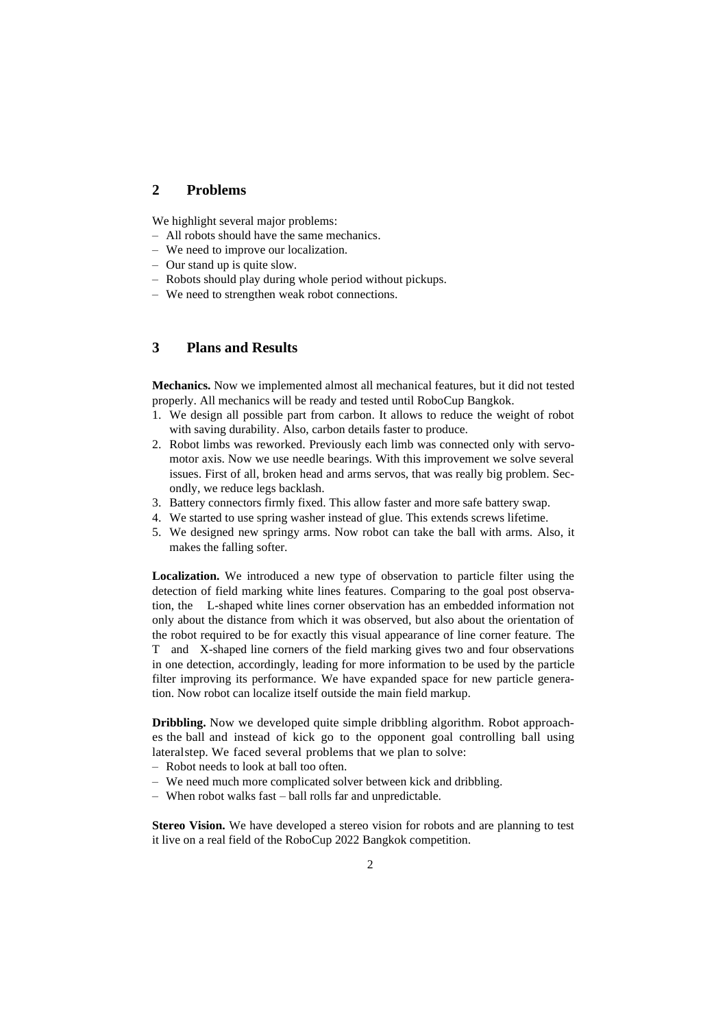## 2 Problems

We highlight several major problems:

- All robots should have the same mechanics.
- We need to improve our localization.
- Our stand up is quite slow.
- Robots should play during whole period without pickups.
- We need to strengthen weak robot connections.

## 3 Plans and Results

**Mechanics.** Now we implemented almost all mechanical features, but it did not tested properly. All mechanics will be ready and tested until RoboCup Bangkok.

1. We design all possible part from carbon. It allows to reduce the weight of robot with saving durability. Also, carbon details faster to produce.
2. Robot limbs was reworked. Previously each limb was connected only with servomotor axis. Now we use needle bearings. With this improvement we solve several issues. First of all, broken head and arms servos, that was really big problem. Secondly, we reduce legs backlash.
3. Battery connectors firmly fixed. This allow faster and more safe battery swap.
4. We started to use spring washer instead of glue. This extends screws lifetime.
5. We designed new springy arms. Now robot can take the ball with arms. Also, it makes the falling softer.

**Localization.** We introduced a new type of observation to particle filter using the detection of field marking white lines features. Comparing to the goal post observation, the L-shaped white lines corner observation has an embedded information not only about the distance from which it was observed, but also about the orientation of the robot required to be for exactly this visual appearance of line corner feature. The T and X-shaped line corners of the field marking gives two and four observations in one detection, accordingly, leading for more information to be used by the particle filter improving its performance. We have expanded space for new particle generation. Now robot can localize itself outside the main field markup.

**Dribbling.** Now we developed quite simple dribbling algorithm. Robot approaches the ball and instead of kick go to the opponent goal controlling ball using lateralstep. We faced several problems that we plan to solve:

- Robot needs to look at ball too often.
- We need much more complicated solver between kick and dribbling.
- When robot walks fast – ball rolls far and unpredictable.

**Stereo Vision.** We have developed a stereo vision for robots and are planning to test it live on a real field of the RoboCup 2022 Bangkok competition.